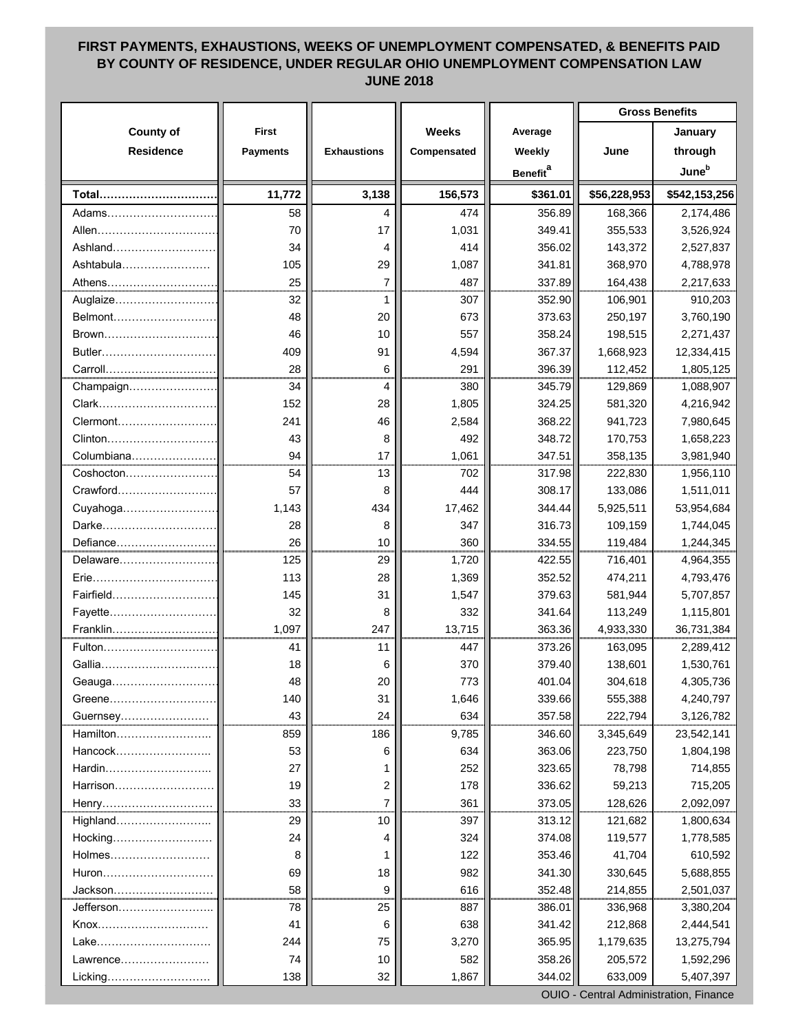# FIRST PAYMENTS, EXHAUSTIONS, WEEKS OF UNEMPLOYMENT COMPENSATED, & BENEFITS PAID BY COUNTY OF RESIDENCE, UNDER REGULAR OHIO UNEMPLOYMENT COMPENSATION LAW
## JUNE 2018

| County of Residence | First Payments | Exhaustions | Weeks Compensated | Average Weekly Benefit[a] | Gross Benefits | |
|---|---|---|---|---|---|---|
| | | | | | June | January through June[b] |
| **Total** | **11,772** | **3,138** | **156,573** | **$361.01** | **$56,228,953** | **$542,153,256** |
| Adams | 58 | 4 | 474 | 356.89 | 168,366 | 2,174,486 |
| Allen | 70 | 17 | 1,031 | 349.41 | 355,533 | 3,526,924 |
| Ashland | 34 | 4 | 414 | 356.02 | 143,372 | 2,527,837 |
| Ashtabula | 105 | 29 | 1,087 | 341.81 | 368,970 | 4,788,978 |
| Athens | 25 | 7 | 487 | 337.89 | 164,438 | 2,217,633 |
| Auglaize | 32 | 1 | 307 | 352.90 | 106,901 | 910,203 |
| Belmont | 48 | 20 | 673 | 373.63 | 250,197 | 3,760,190 |
| Brown | 46 | 10 | 557 | 358.24 | 198,515 | 2,271,437 |
| Butler | 409 | 91 | 4,594 | 367.37 | 1,668,923 | 12,334,415 |
| Carroll | 28 | 6 | 291 | 396.39 | 112,452 | 1,805,125 |
| Champaign | 34 | 4 | 380 | 345.79 | 129,869 | 1,088,907 |
| Clark | 152 | 28 | 1,805 | 324.25 | 581,320 | 4,216,942 |
| Clermont | 241 | 46 | 2,584 | 368.22 | 941,723 | 7,980,645 |
| Clinton | 43 | 8 | 492 | 348.72 | 170,753 | 1,658,223 |
| Columbiana | 94 | 17 | 1,061 | 347.51 | 358,135 | 3,981,940 |
| Coshocton | 54 | 13 | 702 | 317.98 | 222,830 | 1,956,110 |
| Crawford | 57 | 8 | 444 | 308.17 | 133,086 | 1,511,011 |
| Cuyahoga | 1,143 | 434 | 17,462 | 344.44 | 5,925,511 | 53,954,684 |
| Darke | 28 | 8 | 347 | 316.73 | 109,159 | 1,744,045 |
| Defiance | 26 | 10 | 360 | 334.55 | 119,484 | 1,244,345 |
| Delaware | 125 | 29 | 1,720 | 422.55 | 716,401 | 4,964,355 |
| Erie | 113 | 28 | 1,369 | 352.52 | 474,211 | 4,793,476 |
| Fairfield | 145 | 31 | 1,547 | 379.63 | 581,944 | 5,707,857 |
| Fayette | 32 | 8 | 332 | 341.64 | 113,249 | 1,115,801 |
| Franklin | 1,097 | 247 | 13,715 | 363.36 | 4,933,330 | 36,731,384 |
| Fulton | 41 | 11 | 447 | 373.26 | 163,095 | 2,289,412 |
| Gallia | 18 | 6 | 370 | 379.40 | 138,601 | 1,530,761 |
| Geauga | 48 | 20 | 773 | 401.04 | 304,618 | 4,305,736 |
| Greene | 140 | 31 | 1,646 | 339.66 | 555,388 | 4,240,797 |
| Guernsey | 43 | 24 | 634 | 357.58 | 222,794 | 3,126,782 |
| Hamilton | 859 | 186 | 9,785 | 346.60 | 3,345,649 | 23,542,141 |
| Hancock | 53 | 6 | 634 | 363.06 | 223,750 | 1,804,198 |
| Hardin | 27 | 1 | 252 | 323.65 | 78,798 | 714,855 |
| Harrison | 19 | 2 | 178 | 336.62 | 59,213 | 715,205 |
| Henry | 33 | 7 | 361 | 373.05 | 128,626 | 2,092,097 |
| Highland | 29 | 10 | 397 | 313.12 | 121,682 | 1,800,634 |
| Hocking | 24 | 4 | 324 | 374.08 | 119,577 | 1,778,585 |
| Holmes | 8 | 1 | 122 | 353.46 | 41,704 | 610,592 |
| Huron | 69 | 18 | 982 | 341.30 | 330,645 | 5,688,855 |
| Jackson | 58 | 9 | 616 | 352.48 | 214,855 | 2,501,037 |
| Jefferson | 78 | 25 | 887 | 386.01 | 336,968 | 3,380,204 |
| Knox | 41 | 6 | 638 | 341.42 | 212,868 | 2,444,541 |
| Lake | 244 | 75 | 3,270 | 365.95 | 1,179,635 | 13,275,794 |
| Lawrence | 74 | 10 | 582 | 358.26 | 205,572 | 1,592,296 |
| Licking | 138 | 32 | 1,867 | 344.02 | 633,009 | 5,407,397 |

OUIO - Central Administration, Finance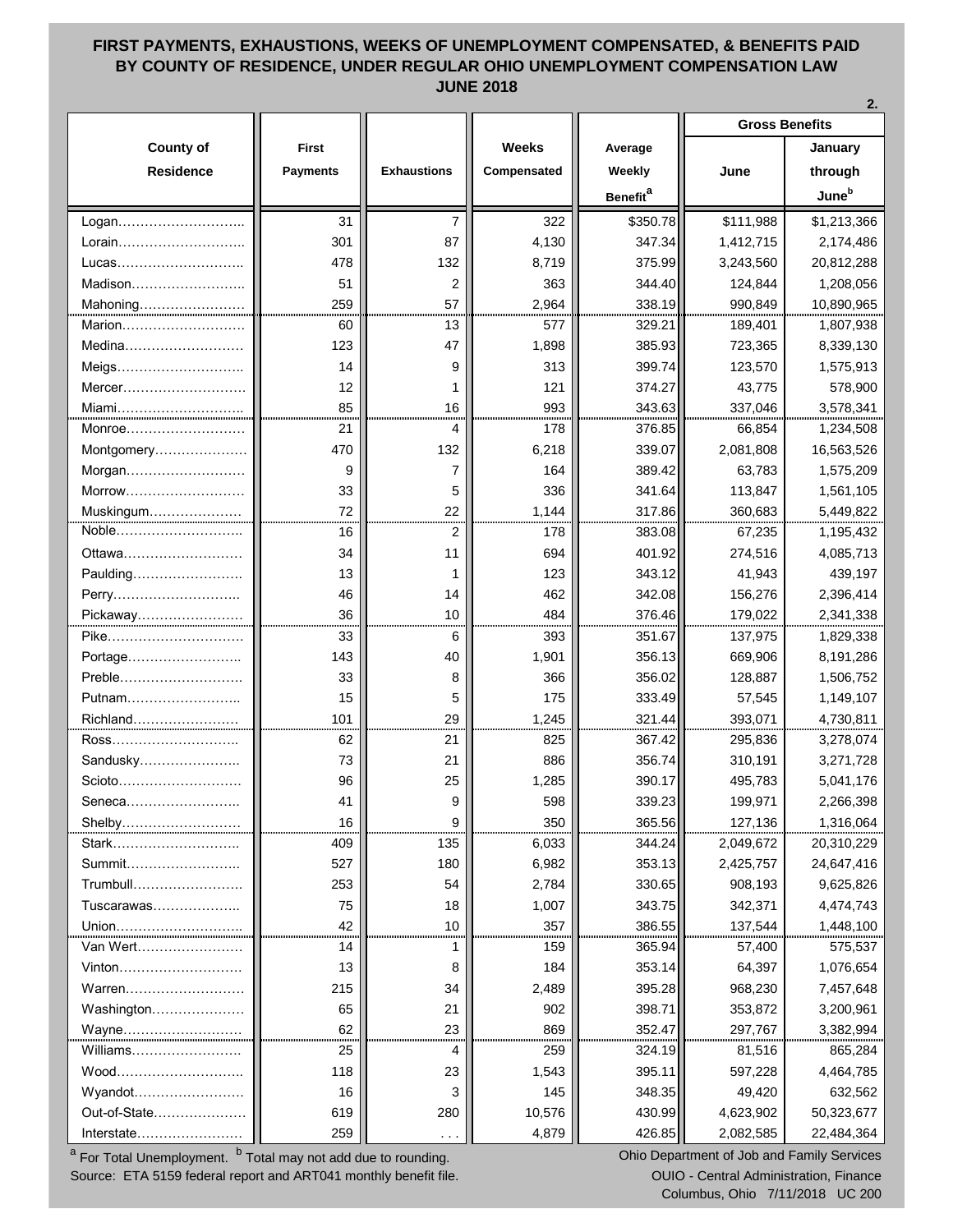# FIRST PAYMENTS, EXHAUSTIONS, WEEKS OF UNEMPLOYMENT COMPENSATED, & BENEFITS PAID BY COUNTY OF RESIDENCE, UNDER REGULAR OHIO UNEMPLOYMENT COMPENSATION LAW

## JUNE 2018

2.

| County of Residence | First Payments | Exhaustions | Weeks Compensated | Average Weekly Benefit[a] | Gross Benefits | |
|---|---|---|---|---|---|---|
| | | | | | June | January through June[b] |
| Logan | 31 | 7 | 322 | $350.78 | $111,988 | $1,213,366 |
| Lorain | 301 | 87 | 4,130 | 347.34 | 1,412,715 | 2,174,486 |
| Lucas | 478 | 132 | 8,719 | 375.99 | 3,243,560 | 20,812,288 |
| Madison | 51 | 2 | 363 | 344.40 | 124,844 | 1,208,056 |
| Mahoning | 259 | 57 | 2,964 | 338.19 | 990,849 | 10,890,965 |
| Marion | 60 | 13 | 577 | 329.21 | 189,401 | 1,807,938 |
| Medina | 123 | 47 | 1,898 | 385.93 | 723,365 | 8,339,130 |
| Meigs | 14 | 9 | 313 | 399.74 | 123,570 | 1,575,913 |
| Mercer | 12 | 1 | 121 | 374.27 | 43,775 | 578,900 |
| Miami | 85 | 16 | 993 | 343.63 | 337,046 | 3,578,341 |
| Monroe | 21 | 4 | 178 | 376.85 | 66,854 | 1,234,508 |
| Montgomery | 470 | 132 | 6,218 | 339.07 | 2,081,808 | 16,563,526 |
| Morgan | 9 | 7 | 164 | 389.42 | 63,783 | 1,575,209 |
| Morrow | 33 | 5 | 336 | 341.64 | 113,847 | 1,561,105 |
| Muskingum | 72 | 22 | 1,144 | 317.86 | 360,683 | 5,449,822 |
| Noble | 16 | 2 | 178 | 383.08 | 67,235 | 1,195,432 |
| Ottawa | 34 | 11 | 694 | 401.92 | 274,516 | 4,085,713 |
| Paulding | 13 | 1 | 123 | 343.12 | 41,943 | 439,197 |
| Perry | 46 | 14 | 462 | 342.08 | 156,276 | 2,396,414 |
| Pickaway | 36 | 10 | 484 | 376.46 | 179,022 | 2,341,338 |
| Pike | 33 | 6 | 393 | 351.67 | 137,975 | 1,829,338 |
| Portage | 143 | 40 | 1,901 | 356.13 | 669,906 | 8,191,286 |
| Preble | 33 | 8 | 366 | 356.02 | 128,887 | 1,506,752 |
| Putnam | 15 | 5 | 175 | 333.49 | 57,545 | 1,149,107 |
| Richland | 101 | 29 | 1,245 | 321.44 | 393,071 | 4,730,811 |
| Ross | 62 | 21 | 825 | 367.42 | 295,836 | 3,278,074 |
| Sandusky | 73 | 21 | 886 | 356.74 | 310,191 | 3,271,728 |
| Scioto | 96 | 25 | 1,285 | 390.17 | 495,783 | 5,041,176 |
| Seneca | 41 | 9 | 598 | 339.23 | 199,971 | 2,266,398 |
| Shelby | 16 | 9 | 350 | 365.56 | 127,136 | 1,316,064 |
| Stark | 409 | 135 | 6,033 | 344.24 | 2,049,672 | 20,310,229 |
| Summit | 527 | 180 | 6,982 | 353.13 | 2,425,757 | 24,647,416 |
| Trumbull | 253 | 54 | 2,784 | 330.65 | 908,193 | 9,625,826 |
| Tuscarawas | 75 | 18 | 1,007 | 343.75 | 342,371 | 4,474,743 |
| Union | 42 | 10 | 357 | 386.55 | 137,544 | 1,448,100 |
| Van Wert | 14 | 1 | 159 | 365.94 | 57,400 | 575,537 |
| Vinton | 13 | 8 | 184 | 353.14 | 64,397 | 1,076,654 |
| Warren | 215 | 34 | 2,489 | 395.28 | 968,230 | 7,457,648 |
| Washington | 65 | 21 | 902 | 398.71 | 353,872 | 3,200,961 |
| Wayne | 62 | 23 | 869 | 352.47 | 297,767 | 3,382,994 |
| Williams | 25 | 4 | 259 | 324.19 | 81,516 | 865,284 |
| Wood | 118 | 23 | 1,543 | 395.11 | 597,228 | 4,464,785 |
| Wyandot | 16 | 3 | 145 | 348.35 | 49,420 | 632,562 |
| Out-of-State | 619 | 280 | 10,576 | 430.99 | 4,623,902 | 50,323,677 |
| Interstate | 259 | . . . | 4,879 | 426.85 | 2,082,585 | 22,484,364 |

[a] For Total Unemployment. [b] Total may not add due to rounding.

Source: ETA 5159 federal report and ART041 monthly benefit file.

Ohio Department of Job and Family Services
OUIO - Central Administration, Finance
Columbus, Ohio 7/11/2018 UC 200